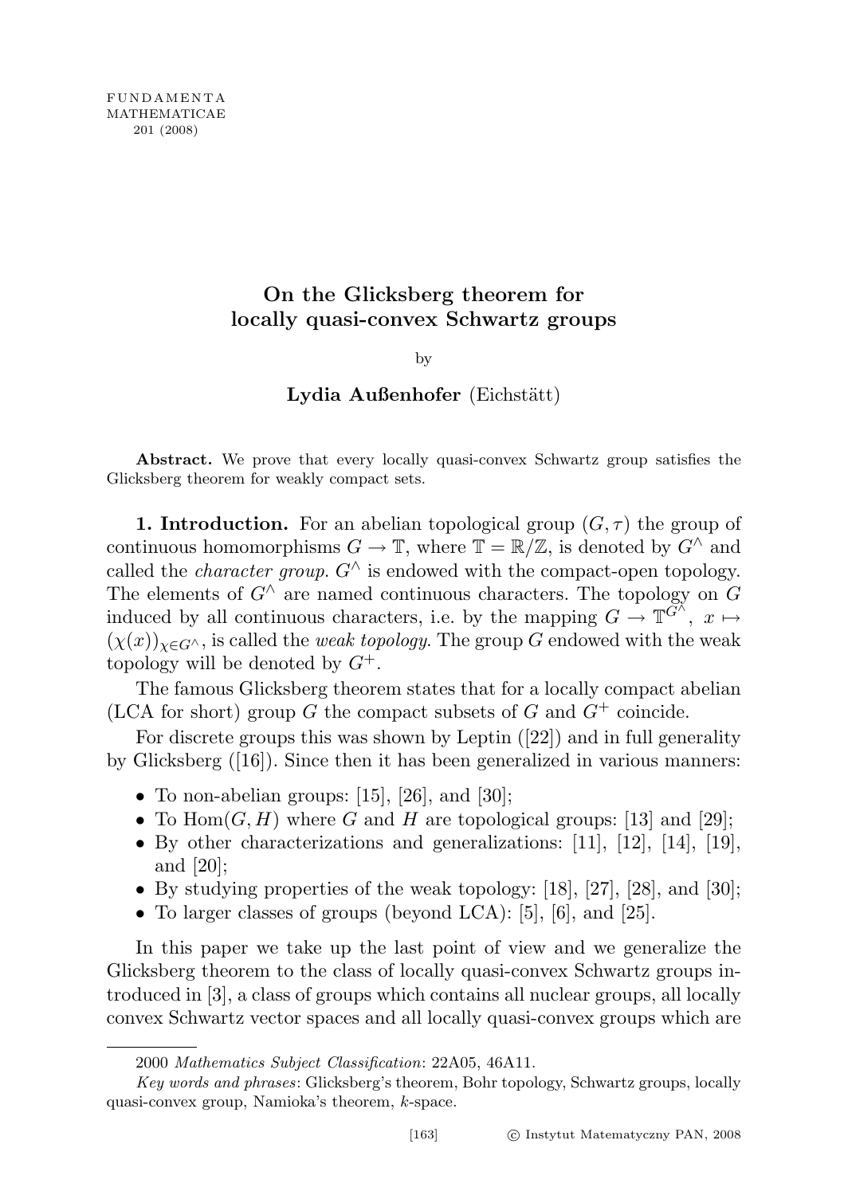# On the Glicksberg theorem for locally quasi-convex Schwartz groups

by

**Lydia Außenhofer** (Eichstätt)

**Abstract.** We prove that every locally quasi-convex Schwartz group satisfies the Glicksberg theorem for weakly compact sets.

**1. Introduction.** For an abelian topological group $(G, \tau)$ the group of continuous homomorphisms $G \to \mathbb{T}$, where $\mathbb{T} = \mathbb{R}/\mathbb{Z}$, is denoted by $G^\wedge$ and called the *character group*. $G^\wedge$ is endowed with the compact-open topology. The elements of $G^\wedge$ are named continuous characters. The topology on $G$ induced by all continuous characters, i.e. by the mapping $G \to \mathbb{T}^{G^\wedge}$, $x \mapsto (\chi(x))_{\chi \in G^\wedge}$, is called the *weak topology*. The group $G$ endowed with the weak topology will be denoted by $G^+$.

The famous Glicksberg theorem states that for a locally compact abelian (LCA for short) group $G$ the compact subsets of $G$ and $G^+$ coincide.

For discrete groups this was shown by Leptin ([22]) and in full generality by Glicksberg ([16]). Since then it has been generalized in various manners:

- To non-abelian groups: [15], [26], and [30];
- To $\mathrm{Hom}(G, H)$ where $G$ and $H$ are topological groups: [13] and [29];
- By other characterizations and generalizations: [11], [12], [14], [19], and [20];
- By studying properties of the weak topology: [18], [27], [28], and [30];
- To larger classes of groups (beyond LCA): [5], [6], and [25].

In this paper we take up the last point of view and we generalize the Glicksberg theorem to the class of locally quasi-convex Schwartz groups introduced in [3], a class of groups which contains all nuclear groups, all locally convex Schwartz vector spaces and all locally quasi-convex groups which are

---

2000 *Mathematics Subject Classification*: 22A05, 46A11.

*Key words and phrases*: Glicksberg's theorem, Bohr topology, Schwartz groups, locally quasi-convex group, Namioka's theorem, $k$-space.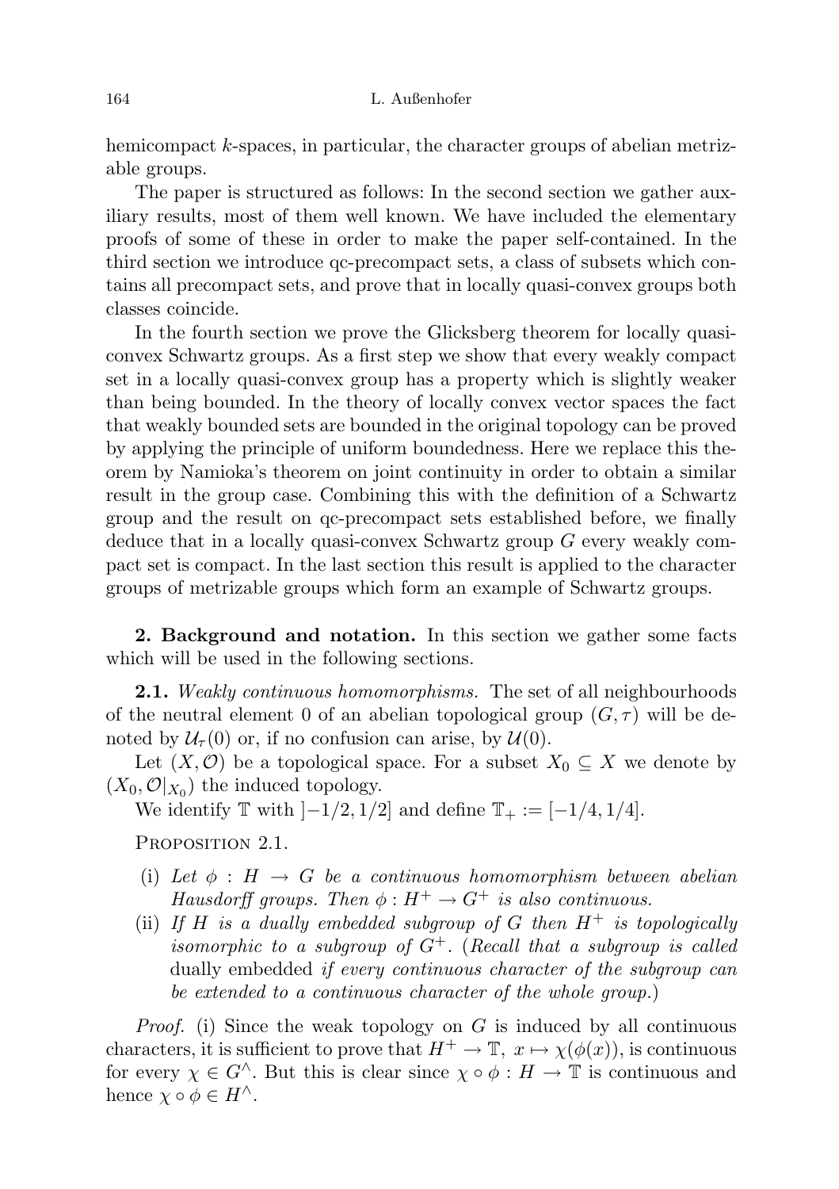hemicompact $k$-spaces, in particular, the character groups of abelian metrizable groups.

The paper is structured as follows: In the second section we gather auxiliary results, most of them well known. We have included the elementary proofs of some of these in order to make the paper self-contained. In the third section we introduce qc-precompact sets, a class of subsets which contains all precompact sets, and prove that in locally quasi-convex groups both classes coincide.

In the fourth section we prove the Glicksberg theorem for locally quasi-convex Schwartz groups. As a first step we show that every weakly compact set in a locally quasi-convex group has a property which is slightly weaker than being bounded. In the theory of locally convex vector spaces the fact that weakly bounded sets are bounded in the original topology can be proved by applying the principle of uniform boundedness. Here we replace this theorem by Namioka's theorem on joint continuity in order to obtain a similar result in the group case. Combining this with the definition of a Schwartz group and the result on qc-precompact sets established before, we finally deduce that in a locally quasi-convex Schwartz group $G$ every weakly compact set is compact. In the last section this result is applied to the character groups of metrizable groups which form an example of Schwartz groups.

**2. Background and notation.** In this section we gather some facts which will be used in the following sections.

**2.1.** *Weakly continuous homomorphisms.* The set of all neighbourhoods of the neutral element 0 of an abelian topological group $(G, \tau)$ will be denoted by $\mathcal{U}_\tau(0)$ or, if no confusion can arise, by $\mathcal{U}(0)$.

Let $(X, \mathcal{O})$ be a topological space. For a subset $X_0 \subseteq X$ we denote by $(X_0, \mathcal{O}|_{X_0})$ the induced topology.

We identify $\mathbb{T}$ with $]-1/2, 1/2]$ and define $\mathbb{T}_+ := [-1/4, 1/4]$.

Proposition 2.1.

(i) *Let $\phi : H \to G$ be a continuous homomorphism between abelian Hausdorff groups. Then $\phi : H^+ \to G^+$ is also continuous.*

(ii) *If $H$ is a dually embedded subgroup of $G$ then $H^+$ is topologically isomorphic to a subgroup of $G^+$.* (*Recall that a subgroup is called* dually embedded *if every continuous character of the subgroup can be extended to a continuous character of the whole group.*)

*Proof.* (i) Since the weak topology on $G$ is induced by all continuous characters, it is sufficient to prove that $H^+ \to \mathbb{T}$, $x \mapsto \chi(\phi(x))$, is continuous for every $\chi \in G^\wedge$. But this is clear since $\chi \circ \phi : H \to \mathbb{T}$ is continuous and hence $\chi \circ \phi \in H^\wedge$.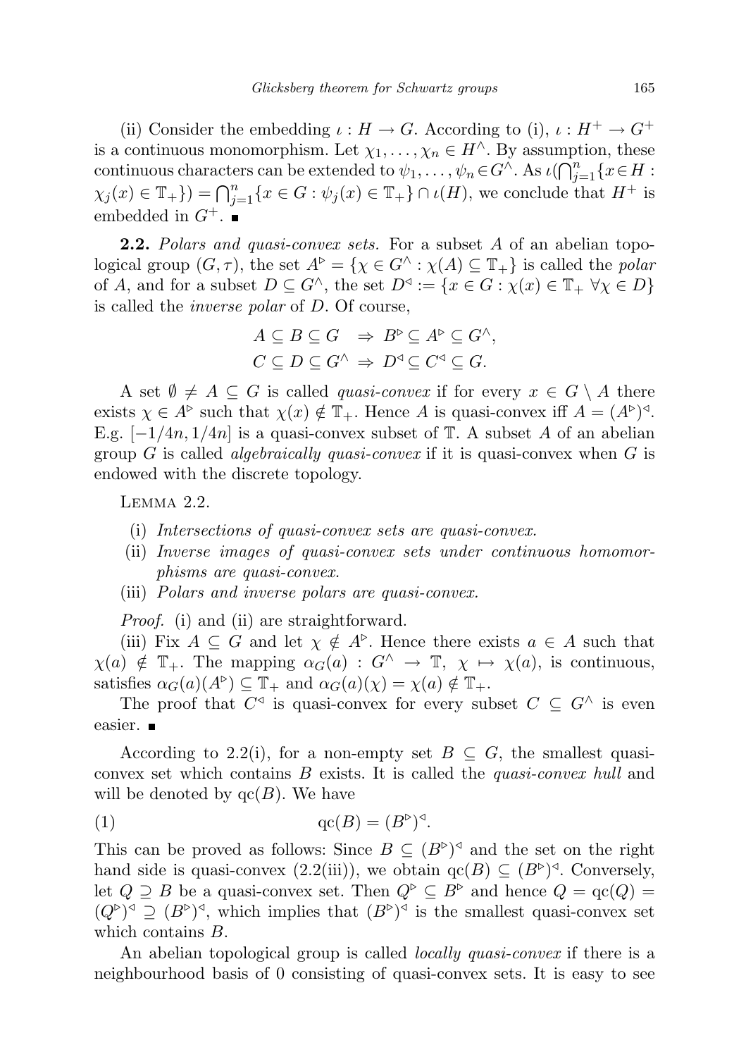(ii) Consider the embedding $\iota : H \to G$. According to (i), $\iota : H^+ \to G^+$ is a continuous monomorphism. Let $\chi_1, \ldots, \chi_n \in H^\wedge$. By assumption, these continuous characters can be extended to $\psi_1, \ldots, \psi_n \in G^\wedge$. As $\iota(\bigcap_{j=1}^n \{x \in H : \chi_j(x) \in \mathbb{T}_+\}) = \bigcap_{j=1}^n \{x \in G : \psi_j(x) \in \mathbb{T}_+\} \cap \iota(H)$, we conclude that $H^+$ is embedded in $G^+$. ∎

**2.2.** *Polars and quasi-convex sets.* For a subset $A$ of an abelian topological group $(G, \tau)$, the set $A^\triangleright = \{\chi \in G^\wedge : \chi(A) \subseteq \mathbb{T}_+\}$ is called the *polar* of $A$, and for a subset $D \subseteq G^\wedge$, the set $D^\triangleleft := \{x \in G : \chi(x) \in \mathbb{T}_+ \ \forall \chi \in D\}$ is called the *inverse polar* of $D$. Of course,

$$A \subseteq B \subseteq G \ \Rightarrow \ B^\triangleright \subseteq A^\triangleright \subseteq G^\wedge,$$
$$C \subseteq D \subseteq G^\wedge \ \Rightarrow \ D^\triangleleft \subseteq C^\triangleleft \subseteq G.$$

A set $\emptyset \neq A \subseteq G$ is called *quasi-convex* if for every $x \in G \setminus A$ there exists $\chi \in A^\triangleright$ such that $\chi(x) \notin \mathbb{T}_+$. Hence $A$ is quasi-convex iff $A = (A^\triangleright)^\triangleleft$. E.g. $[-1/4n, 1/4n]$ is a quasi-convex subset of $\mathbb{T}$. A subset $A$ of an abelian group $G$ is called *algebraically quasi-convex* if it is quasi-convex when $G$ is endowed with the discrete topology.

Lemma 2.2.

(i) *Intersections of quasi-convex sets are quasi-convex.*

(ii) *Inverse images of quasi-convex sets under continuous homomorphisms are quasi-convex.*

(iii) *Polars and inverse polars are quasi-convex.*

*Proof.* (i) and (ii) are straightforward.

(iii) Fix $A \subseteq G$ and let $\chi \notin A^\triangleright$. Hence there exists $a \in A$ such that $\chi(a) \notin \mathbb{T}_+$. The mapping $\alpha_G(a) : G^\wedge \to \mathbb{T}$, $\chi \mapsto \chi(a)$, is continuous, satisfies $\alpha_G(a)(A^\triangleright) \subseteq \mathbb{T}_+$ and $\alpha_G(a)(\chi) = \chi(a) \notin \mathbb{T}_+$.

The proof that $C^\triangleleft$ is quasi-convex for every subset $C \subseteq G^\wedge$ is even easier. ∎

According to 2.2(i), for a non-empty set $B \subseteq G$, the smallest quasi-convex set which contains $B$ exists. It is called the *quasi-convex hull* and will be denoted by $\mathrm{qc}(B)$. We have

$$\mathrm{qc}(B) = (B^\triangleright)^\triangleleft. \tag{1}$$

This can be proved as follows: Since $B \subseteq (B^\triangleright)^\triangleleft$ and the set on the right hand side is quasi-convex (2.2(iii)), we obtain $\mathrm{qc}(B) \subseteq (B^\triangleright)^\triangleleft$. Conversely, let $Q \supseteq B$ be a quasi-convex set. Then $Q^\triangleright \subseteq B^\triangleright$ and hence $Q = \mathrm{qc}(Q) = (Q^\triangleright)^\triangleleft \supseteq (B^\triangleright)^\triangleleft$, which implies that $(B^\triangleright)^\triangleleft$ is the smallest quasi-convex set which contains $B$.

An abelian topological group is called *locally quasi-convex* if there is a neighbourhood basis of 0 consisting of quasi-convex sets. It is easy to see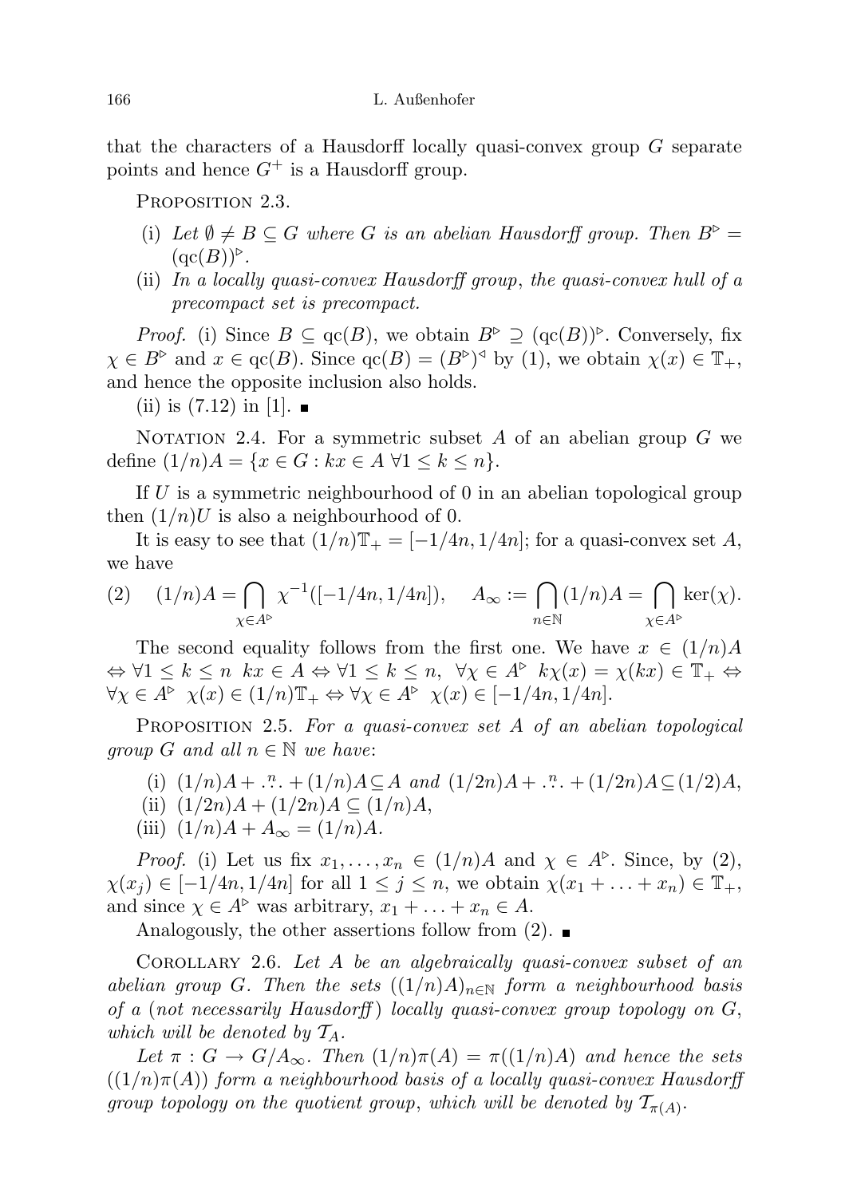that the characters of a Hausdorff locally quasi-convex group $G$ separate points and hence $G^+$ is a Hausdorff group.

Proposition 2.3.

(i) *Let $\emptyset \neq B \subseteq G$ where $G$ is an abelian Hausdorff group. Then $B^\triangleright = (\mathrm{qc}(B))^\triangleright$.*

(ii) *In a locally quasi-convex Hausdorff group, the quasi-convex hull of a precompact set is precompact.*

*Proof.* (i) Since $B \subseteq \mathrm{qc}(B)$, we obtain $B^\triangleright \supseteq (\mathrm{qc}(B))^\triangleright$. Conversely, fix $\chi \in B^\triangleright$ and $x \in \mathrm{qc}(B)$. Since $\mathrm{qc}(B) = (B^\triangleright)^\triangleleft$ by (1), we obtain $\chi(x) \in \mathbb{T}_+$, and hence the opposite inclusion also holds.

(ii) is (7.12) in [1]. ∎

Notation 2.4. For a symmetric subset $A$ of an abelian group $G$ we define $(1/n)A = \{x \in G : kx \in A \ \forall 1 \leq k \leq n\}$.

If $U$ is a symmetric neighbourhood of 0 in an abelian topological group then $(1/n)U$ is also a neighbourhood of 0.

It is easy to see that $(1/n)\mathbb{T}_+ = [-1/4n, 1/4n]$; for a quasi-convex set $A$, we have

$$(2) \quad (1/n)A = \bigcap_{\chi \in A^\triangleright} \chi^{-1}([-1/4n, 1/4n]), \quad A_\infty := \bigcap_{n \in \mathbb{N}} (1/n)A = \bigcap_{\chi \in A^\triangleright} \ker(\chi).$$

The second equality follows from the first one. We have $x \in (1/n)A \Leftrightarrow \forall 1 \leq k \leq n \ kx \in A \Leftrightarrow \forall 1 \leq k \leq n, \ \forall \chi \in A^\triangleright \ k\chi(x) = \chi(kx) \in \mathbb{T}_+ \Leftrightarrow \forall \chi \in A^\triangleright \ \chi(x) \in (1/n)\mathbb{T}_+ \Leftrightarrow \forall \chi \in A^\triangleright \ \chi(x) \in [-1/4n, 1/4n]$.

Proposition 2.5. *For a quasi-convex set $A$ of an abelian topological group $G$ and all $n \in \mathbb{N}$ we have*:

(i) $(1/n)A + \overset{n}{\dots} + (1/n)A \subseteq A$ *and* $(1/2n)A + \overset{n}{\dots} + (1/2n)A \subseteq (1/2)A$,

(ii) $(1/2n)A + (1/2n)A \subseteq (1/n)A$,

(iii) $(1/n)A + A_\infty = (1/n)A$.

*Proof.* (i) Let us fix $x_1, \dots, x_n \in (1/n)A$ and $\chi \in A^\triangleright$. Since, by (2), $\chi(x_j) \in [-1/4n, 1/4n]$ for all $1 \leq j \leq n$, we obtain $\chi(x_1 + \dots + x_n) \in \mathbb{T}_+$, and since $\chi \in A^\triangleright$ was arbitrary, $x_1 + \dots + x_n \in A$.

Analogously, the other assertions follow from (2). ∎

Corollary 2.6. *Let $A$ be an algebraically quasi-convex subset of an abelian group $G$. Then the sets $((1/n)A)_{n \in \mathbb{N}}$ form a neighbourhood basis of a* (*not necessarily Hausdorff*) *locally quasi-convex group topology on $G$, which will be denoted by $\mathcal{T}_A$.*

*Let $\pi : G \to G/A_\infty$. Then $(1/n)\pi(A) = \pi((1/n)A)$ and hence the sets $((1/n)\pi(A))$ form a neighbourhood basis of a locally quasi-convex Hausdorff group topology on the quotient group, which will be denoted by $\mathcal{T}_{\pi(A)}$.*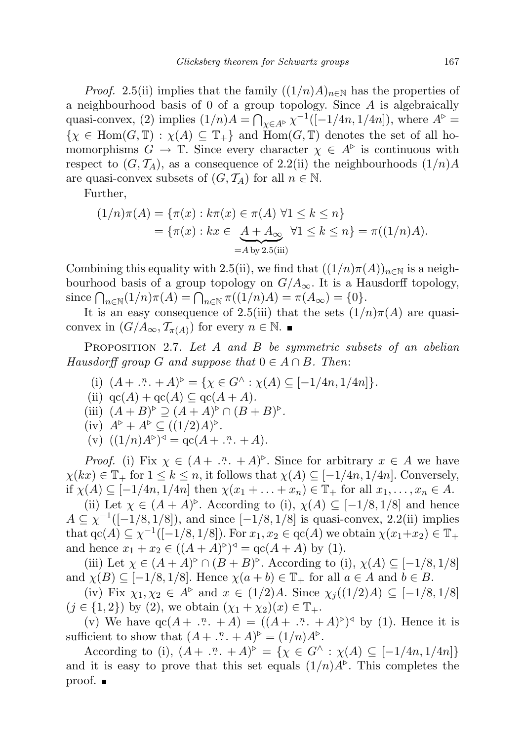*Proof.* 2.5(ii) implies that the family $((1/n)A)_{n\in\mathbb{N}}$ has the properties of a neighbourhood basis of 0 of a group topology. Since $A$ is algebraically quasi-convex, (2) implies $(1/n)A = \bigcap_{\chi\in A^{\triangleright}} \chi^{-1}([-1/4n, 1/4n])$, where $A^{\triangleright} = \{\chi \in \mathrm{Hom}(G,\mathbb{T}) : \chi(A) \subseteq \mathbb{T}_+\}$ and $\mathrm{Hom}(G,\mathbb{T})$ denotes the set of all homomorphisms $G \to \mathbb{T}$. Since every character $\chi \in A^{\triangleright}$ is continuous with respect to $(G, \mathcal{T}_A)$, as a consequence of 2.2(ii) the neighbourhoods $(1/n)A$ are quasi-convex subsets of $(G, \mathcal{T}_A)$ for all $n \in \mathbb{N}$.

Further,

$$
\begin{aligned}
(1/n)\pi(A) &= \{\pi(x) : k\pi(x) \in \pi(A)\ \forall 1 \le k \le n\} \\
&= \{\pi(x) : kx \in \underbrace{A + A_\infty}_{=A \text{ by } 2.5(\text{iii})}\ \forall 1 \le k \le n\} = \pi((1/n)A).
\end{aligned}
$$

Combining this equality with 2.5(ii), we find that $((1/n)\pi(A))_{n\in\mathbb{N}}$ is a neighbourhood basis of a group topology on $G/A_\infty$. It is a Hausdorff topology, since $\bigcap_{n\in\mathbb{N}}(1/n)\pi(A) = \bigcap_{n\in\mathbb{N}} \pi((1/n)A) = \pi(A_\infty) = \{0\}$.

It is an easy consequence of 2.5(iii) that the sets $(1/n)\pi(A)$ are quasi-convex in $(G/A_\infty, \mathcal{T}_{\pi(A)})$ for every $n \in \mathbb{N}$. ∎

Proposition 2.7. *Let $A$ and $B$ be symmetric subsets of an abelian Hausdorff group $G$ and suppose that $0 \in A \cap B$. Then*:

(i) $(A + \overset{n}{\cdots} + A)^{\triangleright} = \{\chi \in G^\wedge : \chi(A) \subseteq [-1/4n, 1/4n]\}$.

(ii) $\mathrm{qc}(A) + \mathrm{qc}(A) \subseteq \mathrm{qc}(A + A)$.

(iii) $(A + B)^{\triangleright} \supseteq (A + A)^{\triangleright} \cap (B + B)^{\triangleright}$.

(iv) $A^{\triangleright} + A^{\triangleright} \subseteq ((1/2)A)^{\triangleright}$.

(v) $((1/n)A^{\triangleright})^{\triangleleft} = \mathrm{qc}(A + \overset{n}{\cdots} + A)$.

*Proof.* (i) Fix $\chi \in (A + \overset{n}{\cdots} + A)^{\triangleright}$. Since for arbitrary $x \in A$ we have $\chi(kx) \in \mathbb{T}_+$ for $1 \le k \le n$, it follows that $\chi(A) \subseteq [-1/4n, 1/4n]$. Conversely, if $\chi(A) \subseteq [-1/4n, 1/4n]$ then $\chi(x_1 + \ldots + x_n) \in \mathbb{T}_+$ for all $x_1, \ldots, x_n \in A$.

(ii) Let $\chi \in (A + A)^{\triangleright}$. According to (i), $\chi(A) \subseteq [-1/8, 1/8]$ and hence $A \subseteq \chi^{-1}([-1/8, 1/8])$, and since $[-1/8, 1/8]$ is quasi-convex, 2.2(ii) implies that $\mathrm{qc}(A) \subseteq \chi^{-1}([-1/8, 1/8])$. For $x_1, x_2 \in \mathrm{qc}(A)$ we obtain $\chi(x_1+x_2) \in \mathbb{T}_+$ and hence $x_1 + x_2 \in ((A + A)^{\triangleright})^{\triangleleft} = \mathrm{qc}(A + A)$ by (1).

(iii) Let $\chi \in (A + A)^{\triangleright} \cap (B + B)^{\triangleright}$. According to (i), $\chi(A) \subseteq [-1/8, 1/8]$ and $\chi(B) \subseteq [-1/8, 1/8]$. Hence $\chi(a + b) \in \mathbb{T}_+$ for all $a \in A$ and $b \in B$.

(iv) Fix $\chi_1, \chi_2 \in A^{\triangleright}$ and $x \in (1/2)A$. Since $\chi_j((1/2)A) \subseteq [-1/8, 1/8]$ $(j \in \{1, 2\})$ by (2), we obtain $(\chi_1 + \chi_2)(x) \in \mathbb{T}_+$.

(v) We have $\mathrm{qc}(A + \overset{n}{\cdots} + A) = ((A + \overset{n}{\cdots} + A)^{\triangleright})^{\triangleleft}$ by (1). Hence it is sufficient to show that $(A + \overset{n}{\cdots} + A)^{\triangleright} = (1/n)A^{\triangleright}$.

According to (i), $(A + \overset{n}{\cdots} + A)^{\triangleright} = \{\chi \in G^\wedge : \chi(A) \subseteq [-1/4n, 1/4n]\}$ and it is easy to prove that this set equals $(1/n)A^{\triangleright}$. This completes the proof. ∎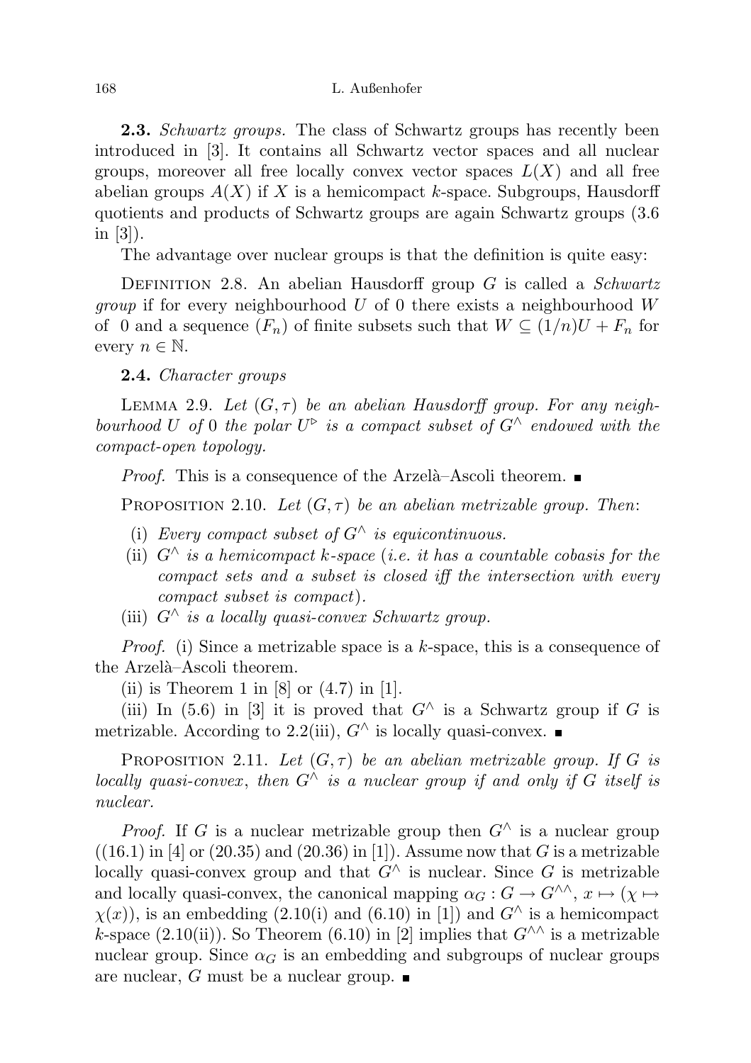**2.3.** *Schwartz groups.* The class of Schwartz groups has recently been introduced in [3]. It contains all Schwartz vector spaces and all nuclear groups, moreover all free locally convex vector spaces $L(X)$ and all free abelian groups $A(X)$ if $X$ is a hemicompact $k$-space. Subgroups, Hausdorff quotients and products of Schwartz groups are again Schwartz groups (3.6 in [3]).

The advantage over nuclear groups is that the definition is quite easy:

Definition 2.8. An abelian Hausdorff group $G$ is called a *Schwartz group* if for every neighbourhood $U$ of 0 there exists a neighbourhood $W$ of 0 and a sequence $(F_n)$ of finite subsets such that $W \subseteq (1/n)U + F_n$ for every $n \in \mathbb{N}$.

**2.4.** *Character groups*

Lemma 2.9. *Let $(G, \tau)$ be an abelian Hausdorff group. For any neighbourhood $U$ of 0 the polar $U^{\triangleright}$ is a compact subset of $G^{\wedge}$ endowed with the compact-open topology.*

*Proof.* This is a consequence of the Arzelà–Ascoli theorem. ∎

Proposition 2.10. *Let $(G, \tau)$ be an abelian metrizable group. Then*:

(i) *Every compact subset of $G^{\wedge}$ is equicontinuous.*

(ii) *$G^{\wedge}$ is a hemicompact $k$-space* (*i.e. it has a countable cobasis for the compact sets and a subset is closed iff the intersection with every compact subset is compact*).

(iii) *$G^{\wedge}$ is a locally quasi-convex Schwartz group.*

*Proof.* (i) Since a metrizable space is a $k$-space, this is a consequence of the Arzelà–Ascoli theorem.

(ii) is Theorem 1 in [8] or (4.7) in [1].

(iii) In (5.6) in [3] it is proved that $G^{\wedge}$ is a Schwartz group if $G$ is metrizable. According to 2.2(iii), $G^{\wedge}$ is locally quasi-convex. ∎

Proposition 2.11. *Let $(G, \tau)$ be an abelian metrizable group. If $G$ is locally quasi-convex*, *then $G^{\wedge}$ is a nuclear group if and only if $G$ itself is nuclear.*

*Proof.* If $G$ is a nuclear metrizable group then $G^{\wedge}$ is a nuclear group ((16.1) in [4] or (20.35) and (20.36) in [1]). Assume now that $G$ is a metrizable locally quasi-convex group and that $G^{\wedge}$ is nuclear. Since $G$ is metrizable and locally quasi-convex, the canonical mapping $\alpha_G : G \to G^{\wedge\wedge}$, $x \mapsto (\chi \mapsto \chi(x))$, is an embedding (2.10(i) and (6.10) in [1]) and $G^{\wedge}$ is a hemicompact $k$-space (2.10(ii)). So Theorem (6.10) in [2] implies that $G^{\wedge\wedge}$ is a metrizable nuclear group. Since $\alpha_G$ is an embedding and subgroups of nuclear groups are nuclear, $G$ must be a nuclear group. ∎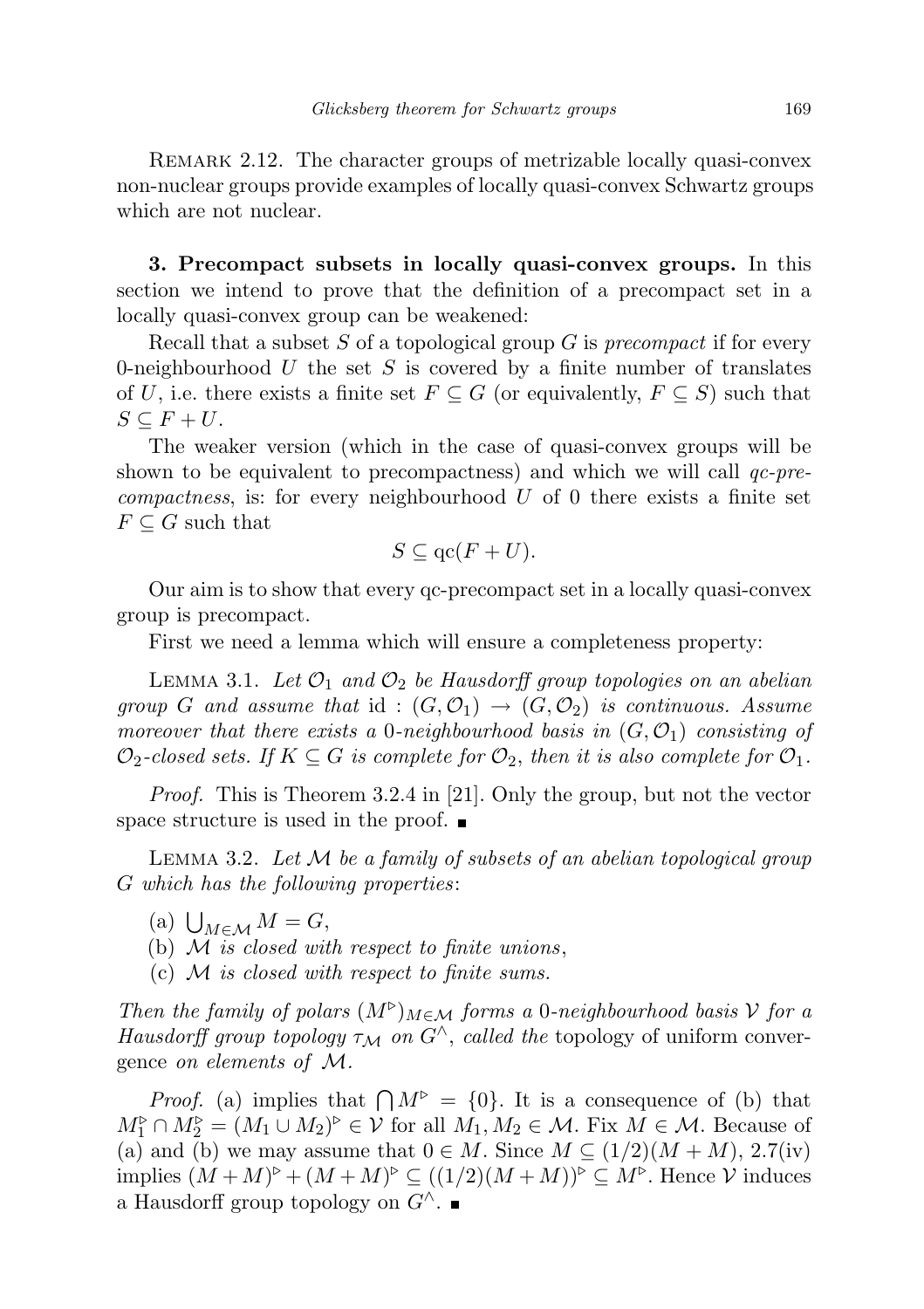Remark 2.12. The character groups of metrizable locally quasi-convex non-nuclear groups provide examples of locally quasi-convex Schwartz groups which are not nuclear.

**3. Precompact subsets in locally quasi-convex groups.** In this section we intend to prove that the definition of a precompact set in a locally quasi-convex group can be weakened:

Recall that a subset $S$ of a topological group $G$ is *precompact* if for every 0-neighbourhood $U$ the set $S$ is covered by a finite number of translates of $U$, i.e. there exists a finite set $F \subseteq G$ (or equivalently, $F \subseteq S$) such that $S \subseteq F + U$.

The weaker version (which in the case of quasi-convex groups will be shown to be equivalent to precompactness) and which we will call *qc-precompactness*, is: for every neighbourhood $U$ of 0 there exists a finite set $F \subseteq G$ such that

$$S \subseteq \mathrm{qc}(F + U).$$

Our aim is to show that every qc-precompact set in a locally quasi-convex group is precompact.

First we need a lemma which will ensure a completeness property:

Lemma 3.1. *Let $\mathcal{O}_1$ and $\mathcal{O}_2$ be Hausdorff group topologies on an abelian group $G$ and assume that $\mathrm{id} : (G, \mathcal{O}_1) \to (G, \mathcal{O}_2)$ is continuous. Assume moreover that there exists a 0-neighbourhood basis in $(G, \mathcal{O}_1)$ consisting of $\mathcal{O}_2$-closed sets. If $K \subseteq G$ is complete for $\mathcal{O}_2$, then it is also complete for $\mathcal{O}_1$.*

*Proof.* This is Theorem 3.2.4 in [21]. Only the group, but not the vector space structure is used in the proof. ■

Lemma 3.2. *Let $\mathcal{M}$ be a family of subsets of an abelian topological group $G$ which has the following properties*:

- (a) $\bigcup_{M \in \mathcal{M}} M = G$,
- (b) *$\mathcal{M}$ is closed with respect to finite unions*,
- (c) *$\mathcal{M}$ is closed with respect to finite sums.*

*Then the family of polars $(M^{\triangleright})_{M \in \mathcal{M}}$ forms a 0-neighbourhood basis $\mathcal{V}$ for a Hausdorff group topology $\tau_{\mathcal{M}}$ on $G^{\wedge}$, called the* topology of uniform convergence *on elements of $\mathcal{M}$.*

*Proof.* (a) implies that $\bigcap M^{\triangleright} = \{0\}$. It is a consequence of (b) that $M_1^{\triangleright} \cap M_2^{\triangleright} = (M_1 \cup M_2)^{\triangleright} \in \mathcal{V}$ for all $M_1, M_2 \in \mathcal{M}$. Fix $M \in \mathcal{M}$. Because of (a) and (b) we may assume that $0 \in M$. Since $M \subseteq (1/2)(M + M)$, 2.7(iv) implies $(M + M)^{\triangleright} + (M + M)^{\triangleright} \subseteq ((1/2)(M + M))^{\triangleright} \subseteq M^{\triangleright}$. Hence $\mathcal{V}$ induces a Hausdorff group topology on $G^{\wedge}$. ■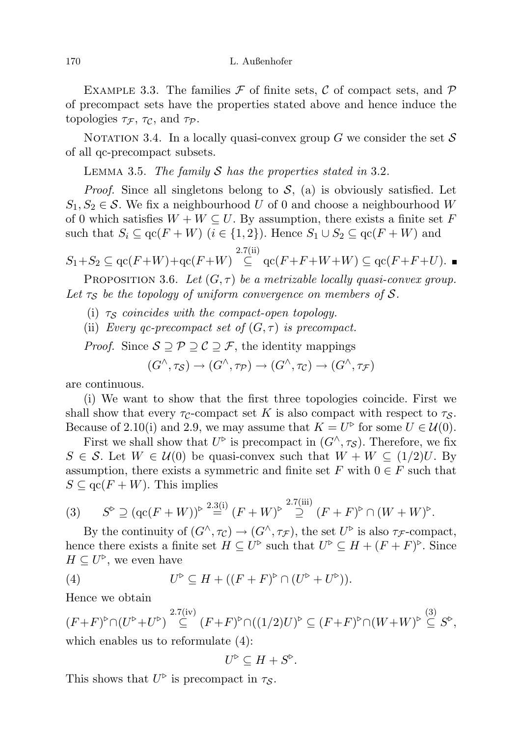Example 3.3. The families $\mathcal{F}$ of finite sets, $\mathcal{C}$ of compact sets, and $\mathcal{P}$ of precompact sets have the properties stated above and hence induce the topologies $\tau_{\mathcal{F}}$, $\tau_{\mathcal{C}}$, and $\tau_{\mathcal{P}}$.

Notation 3.4. In a locally quasi-convex group $G$ we consider the set $\mathcal{S}$ of all qc-precompact subsets.

Lemma 3.5. *The family $\mathcal{S}$ has the properties stated in* 3.2.

*Proof.* Since all singletons belong to $\mathcal{S}$, (a) is obviously satisfied. Let $S_1, S_2 \in \mathcal{S}$. We fix a neighbourhood $U$ of 0 and choose a neighbourhood $W$ of 0 which satisfies $W + W \subseteq U$. By assumption, there exists a finite set $F$ such that $S_i \subseteq \mathrm{qc}(F + W)$ $(i \in \{1, 2\})$. Hence $S_1 \cup S_2 \subseteq \mathrm{qc}(F + W)$ and

$$S_1+S_2 \subseteq \mathrm{qc}(F+W)+\mathrm{qc}(F+W) \overset{2.7\text{(ii)}}{\subseteq} \mathrm{qc}(F+F+W+W) \subseteq \mathrm{qc}(F+F+U). \blacksquare$$

Proposition 3.6. *Let $(G, \tau)$ be a metrizable locally quasi-convex group. Let $\tau_{\mathcal{S}}$ be the topology of uniform convergence on members of $\mathcal{S}$.*

(i) *$\tau_{\mathcal{S}}$ coincides with the compact-open topology.*

(ii) *Every qc-precompact set of $(G, \tau)$ is precompact.*

*Proof.* Since $\mathcal{S} \supseteq \mathcal{P} \supseteq \mathcal{C} \supseteq \mathcal{F}$, the identity mappings

$$(G^{\wedge}, \tau_{\mathcal{S}}) \to (G^{\wedge}, \tau_{\mathcal{P}}) \to (G^{\wedge}, \tau_{\mathcal{C}}) \to (G^{\wedge}, \tau_{\mathcal{F}})$$

are continuous.

(i) We want to show that the first three topologies coincide. First we shall show that every $\tau_{\mathcal{C}}$-compact set $K$ is also compact with respect to $\tau_{\mathcal{S}}$. Because of 2.10(i) and 2.9, we may assume that $K = U^{\triangleright}$ for some $U \in \mathcal{U}(0)$.

First we shall show that $U^{\triangleright}$ is precompact in $(G^{\wedge}, \tau_{\mathcal{S}})$. Therefore, we fix $S \in \mathcal{S}$. Let $W \in \mathcal{U}(0)$ be quasi-convex such that $W + W \subseteq (1/2)U$. By assumption, there exists a symmetric and finite set $F$ with $0 \in F$ such that $S \subseteq \mathrm{qc}(F + W)$. This implies

$$S^{\triangleright} \supseteq (\mathrm{qc}(F+W))^{\triangleright} \overset{2.3\text{(i)}}{=} (F+W)^{\triangleright} \overset{2.7\text{(iii)}}{\supseteq} (F+F)^{\triangleright} \cap (W+W)^{\triangleright}. \tag{3}$$

By the continuity of $(G^{\wedge}, \tau_{\mathcal{C}}) \to (G^{\wedge}, \tau_{\mathcal{F}})$, the set $U^{\triangleright}$ is also $\tau_{\mathcal{F}}$-compact, hence there exists a finite set $H \subseteq U^{\triangleright}$ such that $U^{\triangleright} \subseteq H + (F+F)^{\triangleright}$. Since $H \subseteq U^{\triangleright}$, we even have

$$U^{\triangleright} \subseteq H + ((F+F)^{\triangleright} \cap (U^{\triangleright} + U^{\triangleright})). \tag{4}$$

Hence we obtain

$$(F+F)^{\triangleright} \cap (U^{\triangleright}+U^{\triangleright}) \overset{2.7\text{(iv)}}{\subseteq} (F+F)^{\triangleright} \cap ((1/2)U)^{\triangleright} \subseteq (F+F)^{\triangleright} \cap (W+W)^{\triangleright} \overset{(3)}{\subseteq} S^{\triangleright},$$

which enables us to reformulate (4):

$$U^{\triangleright} \subseteq H + S^{\triangleright}.$$

This shows that $U^{\triangleright}$ is precompact in $\tau_{\mathcal{S}}$.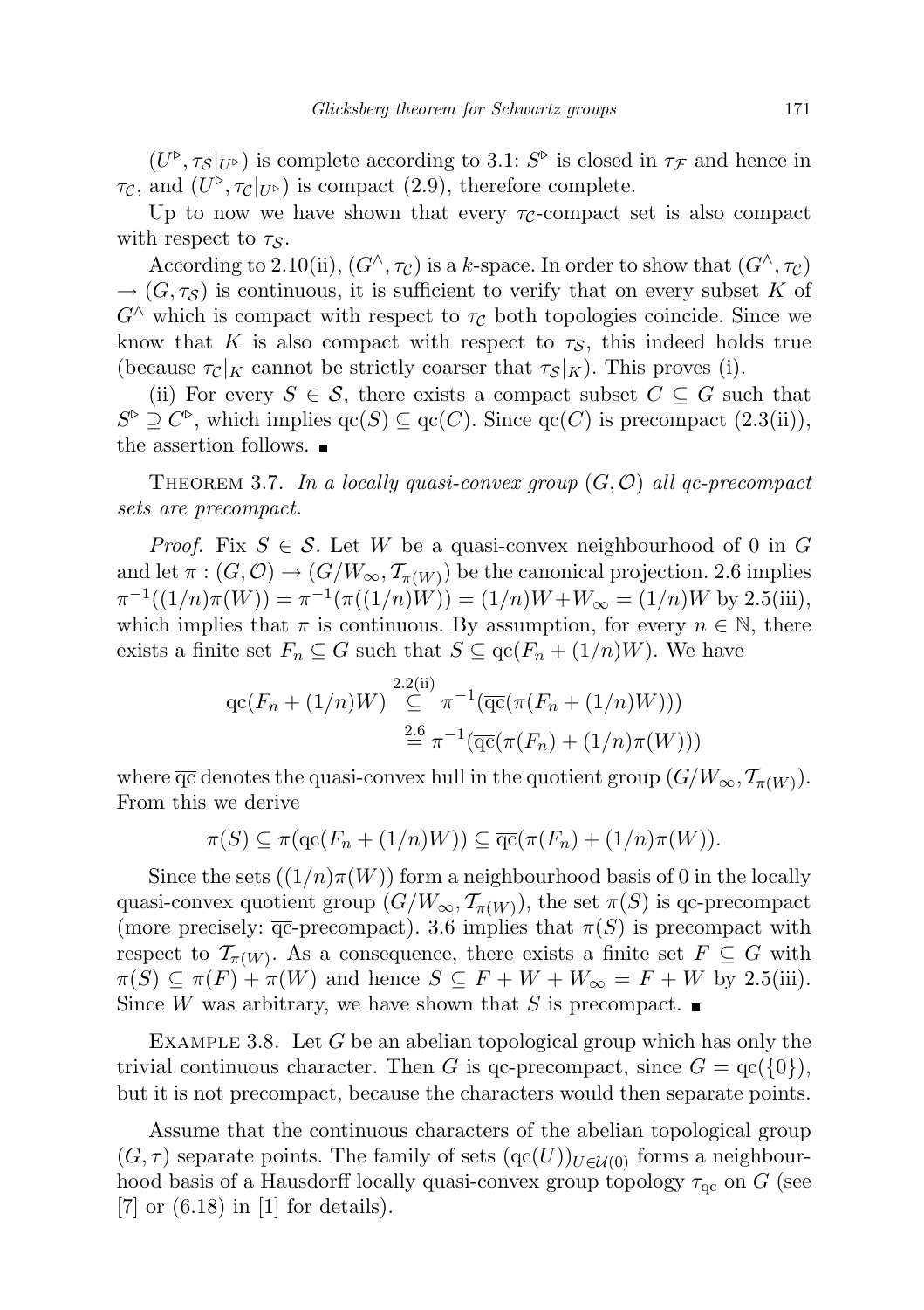$(U^{\triangleright}, \tau_{\mathcal{S}}|_{U^{\triangleright}})$ is complete according to 3.1: $S^{\triangleright}$ is closed in $\tau_{\mathcal{F}}$ and hence in $\tau_{\mathcal{C}}$, and $(U^{\triangleright}, \tau_{\mathcal{C}}|_{U^{\triangleright}})$ is compact (2.9), therefore complete.

Up to now we have shown that every $\tau_{\mathcal{C}}$-compact set is also compact with respect to $\tau_{\mathcal{S}}$.

According to 2.10(ii), $(G^{\wedge}, \tau_{\mathcal{C}})$ is a $k$-space. In order to show that $(G^{\wedge}, \tau_{\mathcal{C}}) \to (G, \tau_{\mathcal{S}})$ is continuous, it is sufficient to verify that on every subset $K$ of $G^{\wedge}$ which is compact with respect to $\tau_{\mathcal{C}}$ both topologies coincide. Since we know that $K$ is also compact with respect to $\tau_{\mathcal{S}}$, this indeed holds true (because $\tau_{\mathcal{C}}|_K$ cannot be strictly coarser that $\tau_{\mathcal{S}}|_K$). This proves (i).

(ii) For every $S \in \mathcal{S}$, there exists a compact subset $C \subseteq G$ such that $S^{\triangleright} \supseteq C^{\triangleright}$, which implies $\mathrm{qc}(S) \subseteq \mathrm{qc}(C)$. Since $\mathrm{qc}(C)$ is precompact (2.3(ii)), the assertion follows. ∎

Theorem 3.7. *In a locally quasi-convex group $(G, \mathcal{O})$ all qc-precompact sets are precompact.*

*Proof.* Fix $S \in \mathcal{S}$. Let $W$ be a quasi-convex neighbourhood of 0 in $G$ and let $\pi : (G, \mathcal{O}) \to (G/W_{\infty}, \mathcal{T}_{\pi(W)})$ be the canonical projection. 2.6 implies $\pi^{-1}((1/n)\pi(W)) = \pi^{-1}(\pi((1/n)W)) = (1/n)W + W_{\infty} = (1/n)W$ by 2.5(iii), which implies that $\pi$ is continuous. By assumption, for every $n \in \mathbb{N}$, there exists a finite set $F_n \subseteq G$ such that $S \subseteq \mathrm{qc}(F_n + (1/n)W)$. We have

$$\begin{aligned}\mathrm{qc}(F_n + (1/n)W) &\overset{2.2(\mathrm{ii})}{\subseteq} \pi^{-1}(\overline{\mathrm{qc}}(\pi(F_n + (1/n)W))) \\ &\overset{2.6}{=} \pi^{-1}(\overline{\mathrm{qc}}(\pi(F_n) + (1/n)\pi(W)))\end{aligned}$$

where $\overline{\mathrm{qc}}$ denotes the quasi-convex hull in the quotient group $(G/W_{\infty}, \mathcal{T}_{\pi(W)})$. From this we derive

$$\pi(S) \subseteq \pi(\mathrm{qc}(F_n + (1/n)W)) \subseteq \overline{\mathrm{qc}}(\pi(F_n) + (1/n)\pi(W)).$$

Since the sets $((1/n)\pi(W))$ form a neighbourhood basis of 0 in the locally quasi-convex quotient group $(G/W_{\infty}, \mathcal{T}_{\pi(W)})$, the set $\pi(S)$ is qc-precompact (more precisely: $\overline{\mathrm{qc}}$-precompact). 3.6 implies that $\pi(S)$ is precompact with respect to $\mathcal{T}_{\pi(W)}$. As a consequence, there exists a finite set $F \subseteq G$ with $\pi(S) \subseteq \pi(F) + \pi(W)$ and hence $S \subseteq F + W + W_{\infty} = F + W$ by 2.5(iii). Since $W$ was arbitrary, we have shown that $S$ is precompact. ∎

Example 3.8. Let $G$ be an abelian topological group which has only the trivial continuous character. Then $G$ is qc-precompact, since $G = \mathrm{qc}(\{0\})$, but it is not precompact, because the characters would then separate points.

Assume that the continuous characters of the abelian topological group $(G, \tau)$ separate points. The family of sets $(\mathrm{qc}(U))_{U \in \mathcal{U}(0)}$ forms a neighbourhood basis of a Hausdorff locally quasi-convex group topology $\tau_{\mathrm{qc}}$ on $G$ (see [7] or (6.18) in [1] for details).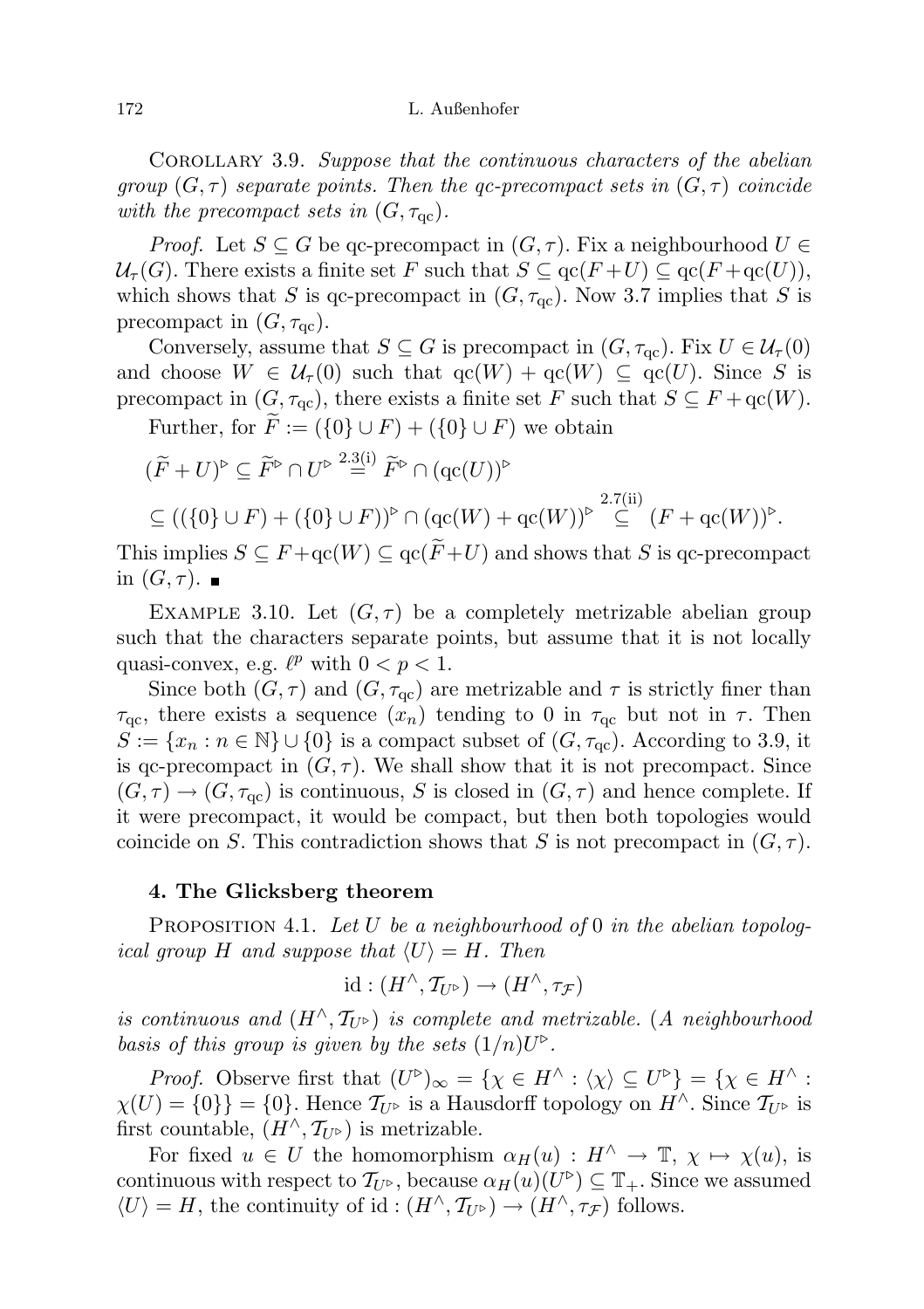Corollary 3.9. *Suppose that the continuous characters of the abelian group $(G,\tau)$ separate points. Then the qc-precompact sets in $(G,\tau)$ coincide with the precompact sets in $(G,\tau_{\rm qc})$.*

*Proof.* Let $S \subseteq G$ be qc-precompact in $(G,\tau)$. Fix a neighbourhood $U \in \mathcal{U}_\tau(G)$. There exists a finite set $F$ such that $S \subseteq \mathrm{qc}(F+U) \subseteq \mathrm{qc}(F+\mathrm{qc}(U))$, which shows that $S$ is qc-precompact in $(G,\tau_{\rm qc})$. Now 3.7 implies that $S$ is precompact in $(G,\tau_{\rm qc})$.

Conversely, assume that $S \subseteq G$ is precompact in $(G,\tau_{\rm qc})$. Fix $U \in \mathcal{U}_\tau(0)$ and choose $W \in \mathcal{U}_\tau(0)$ such that $\mathrm{qc}(W) + \mathrm{qc}(W) \subseteq \mathrm{qc}(U)$. Since $S$ is precompact in $(G,\tau_{\rm qc})$, there exists a finite set $F$ such that $S \subseteq F + \mathrm{qc}(W)$.

Further, for $\widetilde{F} := (\{0\}\cup F) + (\{0\}\cup F)$ we obtain

$$(\widetilde{F}+U)^{\triangleright} \subseteq \widetilde{F}^{\triangleright} \cap U^{\triangleright} \overset{2.3(\mathrm{i})}{=} \widetilde{F}^{\triangleright} \cap (\mathrm{qc}(U))^{\triangleright}$$

$$\subseteq ((\{0\}\cup F) + (\{0\}\cup F))^{\triangleright} \cap (\mathrm{qc}(W)+\mathrm{qc}(W))^{\triangleright} \overset{2.7(\mathrm{ii})}{\subseteq} (F+\mathrm{qc}(W))^{\triangleright}.$$

This implies $S \subseteq F + \mathrm{qc}(W) \subseteq \mathrm{qc}(\widetilde{F}+U)$ and shows that $S$ is qc-precompact in $(G,\tau)$. ∎

Example 3.10. Let $(G,\tau)$ be a completely metrizable abelian group such that the characters separate points, but assume that it is not locally quasi-convex, e.g. $\ell^p$ with $0<p<1$.

Since both $(G,\tau)$ and $(G,\tau_{\rm qc})$ are metrizable and $\tau$ is strictly finer than $\tau_{\rm qc}$, there exists a sequence $(x_n)$ tending to 0 in $\tau_{\rm qc}$ but not in $\tau$. Then $S := \{x_n : n \in \mathbb{N}\} \cup \{0\}$ is a compact subset of $(G,\tau_{\rm qc})$. According to 3.9, it is qc-precompact in $(G,\tau)$. We shall show that it is not precompact. Since $(G,\tau) \to (G,\tau_{\rm qc})$ is continuous, $S$ is closed in $(G,\tau)$ and hence complete. If it were precompact, it would be compact, but then both topologies would coincide on $S$. This contradiction shows that $S$ is not precompact in $(G,\tau)$.

## 4. The Glicksberg theorem

Proposition 4.1. *Let $U$ be a neighbourhood of* 0 *in the abelian topological group $H$ and suppose that $\langle U\rangle = H$. Then*

$$\mathrm{id} : (H^\wedge, \mathcal{T}_{U^{\triangleright}}) \to (H^\wedge, \tau_{\mathcal{F}})$$

*is continuous and $(H^\wedge, \mathcal{T}_{U^{\triangleright}})$ is complete and metrizable.* (*A neighbourhood basis of this group is given by the sets $(1/n)U^{\triangleright}$.*

*Proof.* Observe first that $(U^{\triangleright})_\infty = \{\chi \in H^\wedge : \langle \chi\rangle \subseteq U^{\triangleright}\} = \{\chi \in H^\wedge : \chi(U) = \{0\}\} = \{0\}$. Hence $\mathcal{T}_{U^{\triangleright}}$ is a Hausdorff topology on $H^\wedge$. Since $\mathcal{T}_{U^{\triangleright}}$ is first countable, $(H^\wedge, \mathcal{T}_{U^{\triangleright}})$ is metrizable.

For fixed $u \in U$ the homomorphism $\alpha_H(u) : H^\wedge \to \mathbb{T}$, $\chi \mapsto \chi(u)$, is continuous with respect to $\mathcal{T}_{U^{\triangleright}}$, because $\alpha_H(u)(U^{\triangleright}) \subseteq \mathbb{T}_+$. Since we assumed $\langle U\rangle = H$, the continuity of $\mathrm{id} : (H^\wedge, \mathcal{T}_{U^{\triangleright}}) \to (H^\wedge, \tau_{\mathcal{F}})$ follows.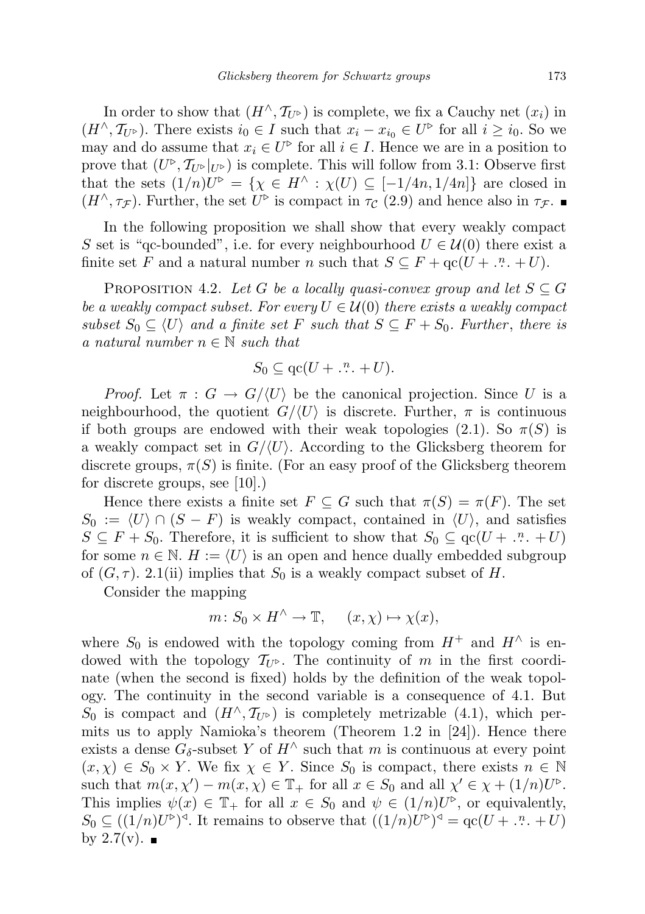In order to show that $(H^\wedge, \mathcal{T}_{U^\triangleright})$ is complete, we fix a Cauchy net $(x_i)$ in $(H^\wedge, \mathcal{T}_{U^\triangleright})$. There exists $i_0 \in I$ such that $x_i - x_{i_0} \in U^\triangleright$ for all $i \geq i_0$. So we may and do assume that $x_i \in U^\triangleright$ for all $i \in I$. Hence we are in a position to prove that $(U^\triangleright, \mathcal{T}_{U^\triangleright}|_{U^\triangleright})$ is complete. This will follow from 3.1: Observe first that the sets $(1/n)U^\triangleright = \{\chi \in H^\wedge : \chi(U) \subseteq [-1/4n, 1/4n]\}$ are closed in $(H^\wedge, \tau_{\mathcal{F}})$. Further, the set $U^\triangleright$ is compact in $\tau_{\mathcal{C}}$ (2.9) and hence also in $\tau_{\mathcal{F}}$. ∎

In the following proposition we shall show that every weakly compact $S$ set is "qc-bounded", i.e. for every neighbourhood $U \in \mathcal{U}(0)$ there exist a finite set $F$ and a natural number $n$ such that $S \subseteq F + \mathrm{qc}(U + \overset{n}{\ldots} + U)$.

Proposition 4.2. *Let $G$ be a locally quasi-convex group and let $S \subseteq G$ be a weakly compact subset. For every $U \in \mathcal{U}(0)$ there exists a weakly compact subset $S_0 \subseteq \langle U \rangle$ and a finite set $F$ such that $S \subseteq F + S_0$. Further, there is a natural number $n \in \mathbb{N}$ such that*

$$S_0 \subseteq \mathrm{qc}(U + \overset{n}{\ldots} + U).$$

*Proof.* Let $\pi : G \to G/\langle U \rangle$ be the canonical projection. Since $U$ is a neighbourhood, the quotient $G/\langle U \rangle$ is discrete. Further, $\pi$ is continuous if both groups are endowed with their weak topologies (2.1). So $\pi(S)$ is a weakly compact set in $G/\langle U \rangle$. According to the Glicksberg theorem for discrete groups, $\pi(S)$ is finite. (For an easy proof of the Glicksberg theorem for discrete groups, see [10].)

Hence there exists a finite set $F \subseteq G$ such that $\pi(S) = \pi(F)$. The set $S_0 := \langle U \rangle \cap (S - F)$ is weakly compact, contained in $\langle U \rangle$, and satisfies $S \subseteq F + S_0$. Therefore, it is sufficient to show that $S_0 \subseteq \mathrm{qc}(U + \overset{n}{\ldots} + U)$ for some $n \in \mathbb{N}$. $H := \langle U \rangle$ is an open and hence dually embedded subgroup of $(G, \tau)$. 2.1(ii) implies that $S_0$ is a weakly compact subset of $H$.

Consider the mapping

$$m \colon S_0 \times H^\wedge \to \mathbb{T}, \qquad (x, \chi) \mapsto \chi(x),$$

where $S_0$ is endowed with the topology coming from $H^+$ and $H^\wedge$ is endowed with the topology $\mathcal{T}_{U^\triangleright}$. The continuity of $m$ in the first coordinate (when the second is fixed) holds by the definition of the weak topology. The continuity in the second variable is a consequence of 4.1. But $S_0$ is compact and $(H^\wedge, \mathcal{T}_{U^\triangleright})$ is completely metrizable (4.1), which permits us to apply Namioka's theorem (Theorem 1.2 in [24]). Hence there exists a dense $G_\delta$-subset $Y$ of $H^\wedge$ such that $m$ is continuous at every point $(x, \chi) \in S_0 \times Y$. We fix $\chi \in Y$. Since $S_0$ is compact, there exists $n \in \mathbb{N}$ such that $m(x, \chi') - m(x, \chi) \in \mathbb{T}_+$ for all $x \in S_0$ and all $\chi' \in \chi + (1/n)U^\triangleright$. This implies $\psi(x) \in \mathbb{T}_+$ for all $x \in S_0$ and $\psi \in (1/n)U^\triangleright$, or equivalently, $S_0 \subseteq ((1/n)U^\triangleright)^\triangleleft$. It remains to observe that $((1/n)U^\triangleright)^\triangleleft = \mathrm{qc}(U + \overset{n}{\ldots} + U)$ by 2.7(v). ∎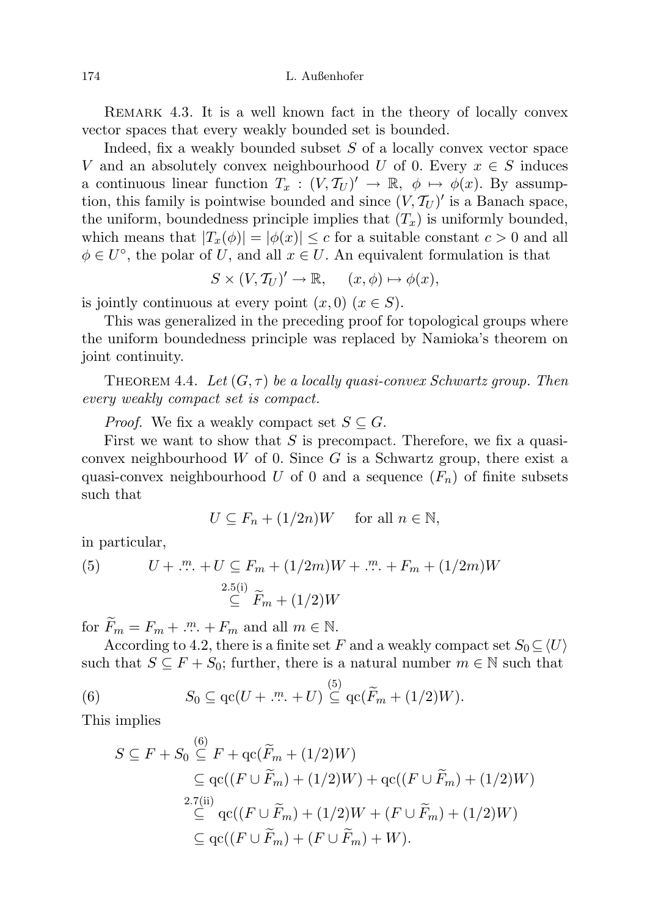REMARK 4.3. It is a well known fact in the theory of locally convex vector spaces that every weakly bounded set is bounded.

Indeed, fix a weakly bounded subset $S$ of a locally convex vector space $V$ and an absolutely convex neighbourhood $U$ of 0. Every $x \in S$ induces a continuous linear function $T_x : (V, \mathcal{T}_U)' \to \mathbb{R}$, $\phi \mapsto \phi(x)$. By assumption, this family is pointwise bounded and since $(V, \mathcal{T}_U)'$ is a Banach space, the uniform, boundedness principle implies that $(T_x)$ is uniformly bounded, which means that $|T_x(\phi)| = |\phi(x)| \leq c$ for a suitable constant $c > 0$ and all $\phi \in U^\circ$, the polar of $U$, and all $x \in U$. An equivalent formulation is that

$$S \times (V, \mathcal{T}_U)' \to \mathbb{R}, \qquad (x, \phi) \mapsto \phi(x),$$

is jointly continuous at every point $(x, 0)$ $(x \in S)$.

This was generalized in the preceding proof for topological groups where the uniform boundedness principle was replaced by Namioka's theorem on joint continuity.

THEOREM 4.4. *Let $(G, \tau)$ be a locally quasi-convex Schwartz group. Then every weakly compact set is compact.*

*Proof.* We fix a weakly compact set $S \subseteq G$.

First we want to show that $S$ is precompact. Therefore, we fix a quasi-convex neighbourhood $W$ of 0. Since $G$ is a Schwartz group, there exist a quasi-convex neighbourhood $U$ of 0 and a sequence $(F_n)$ of finite subsets such that

$$U \subseteq F_n + (1/2n)W \quad \text{ for all } n \in \mathbb{N},$$

in particular,

$$U + \overset{m}{\cdots} + U \subseteq F_m + (1/2m)W + \overset{m}{\cdots} + F_m + (1/2m)W \overset{2.5(\mathrm{i})}{\subseteq} \widetilde{F}_m + (1/2)W \tag{5}$$

for $\widetilde{F}_m = F_m + \overset{m}{\cdots} + F_m$ and all $m \in \mathbb{N}$.

According to 4.2, there is a finite set $F$ and a weakly compact set $S_0 \subseteq \langle U \rangle$ such that $S \subseteq F + S_0$; further, there is a natural number $m \in \mathbb{N}$ such that

$$S_0 \subseteq \mathrm{qc}(U + \overset{m}{\cdots} + U) \overset{(5)}{\subseteq} \mathrm{qc}(\widetilde{F}_m + (1/2)W). \tag{6}$$

This implies

$$\begin{aligned}
S \subseteq F + S_0 &\overset{(6)}{\subseteq} F + \mathrm{qc}(\widetilde{F}_m + (1/2)W) \\
&\subseteq \mathrm{qc}((F \cup \widetilde{F}_m) + (1/2)W) + \mathrm{qc}((F \cup \widetilde{F}_m) + (1/2)W) \\
&\overset{2.7(\mathrm{ii})}{\subseteq} \mathrm{qc}((F \cup \widetilde{F}_m) + (1/2)W + (F \cup \widetilde{F}_m) + (1/2)W) \\
&\subseteq \mathrm{qc}((F \cup \widetilde{F}_m) + (F \cup \widetilde{F}_m) + W).
\end{aligned}$$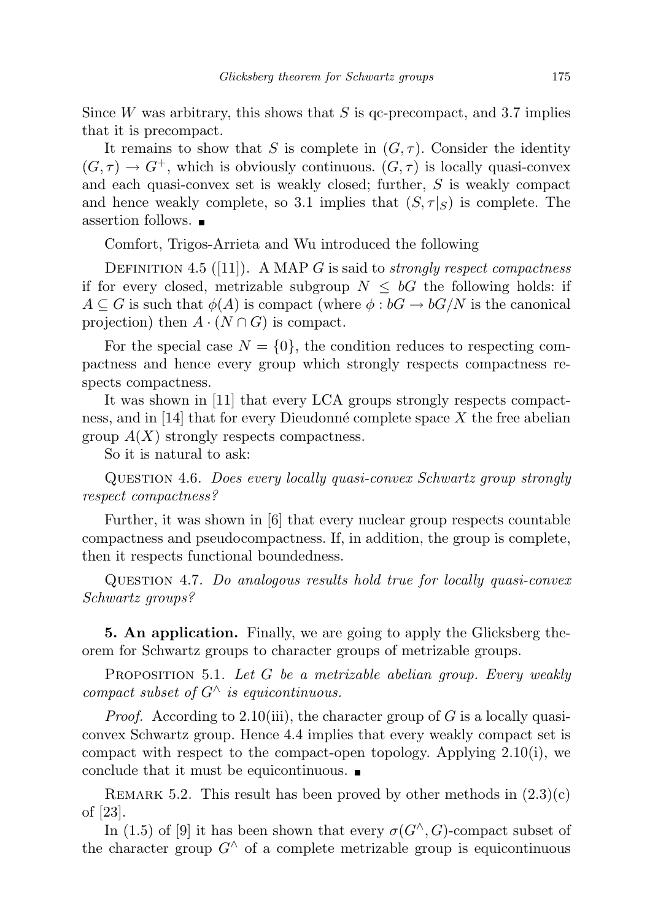Since $W$ was arbitrary, this shows that $S$ is qc-precompact, and 3.7 implies that it is precompact.

It remains to show that $S$ is complete in $(G, \tau)$. Consider the identity $(G, \tau) \to G^+$, which is obviously continuous. $(G, \tau)$ is locally quasi-convex and each quasi-convex set is weakly closed; further, $S$ is weakly compact and hence weakly complete, so 3.1 implies that $(S, \tau|_S)$ is complete. The assertion follows. ■

Comfort, Trigos-Arrieta and Wu introduced the following

Definition 4.5 ([11]). A MAP $G$ is said to *strongly respect compactness* if for every closed, metrizable subgroup $N \leq bG$ the following holds: if $A \subseteq G$ is such that $\phi(A)$ is compact (where $\phi : bG \to bG/N$ is the canonical projection) then $A \cdot (N \cap G)$ is compact.

For the special case $N = \{0\}$, the condition reduces to respecting compactness and hence every group which strongly respects compactness respects compactness.

It was shown in [11] that every LCA groups strongly respects compactness, and in [14] that for every Dieudonné complete space $X$ the free abelian group $A(X)$ strongly respects compactness.

So it is natural to ask:

Question 4.6. *Does every locally quasi-convex Schwartz group strongly respect compactness?*

Further, it was shown in [6] that every nuclear group respects countable compactness and pseudocompactness. If, in addition, the group is complete, then it respects functional boundedness.

Question 4.7. *Do analogous results hold true for locally quasi-convex Schwartz groups?*

**5. An application.** Finally, we are going to apply the Glicksberg theorem for Schwartz groups to character groups of metrizable groups.

Proposition 5.1. *Let $G$ be a metrizable abelian group. Every weakly compact subset of $G^\wedge$ is equicontinuous.*

*Proof.* According to 2.10(iii), the character group of $G$ is a locally quasi-convex Schwartz group. Hence 4.4 implies that every weakly compact set is compact with respect to the compact-open topology. Applying 2.10(i), we conclude that it must be equicontinuous. ■

Remark 5.2. This result has been proved by other methods in (2.3)(c) of [23].

In (1.5) of [9] it has been shown that every $\sigma(G^\wedge, G)$-compact subset of the character group $G^\wedge$ of a complete metrizable group is equicontinuous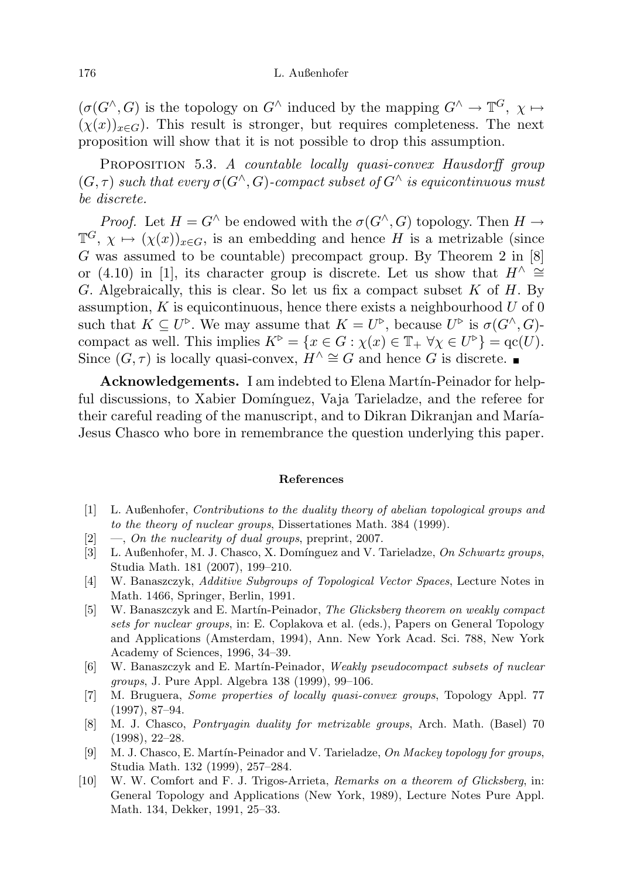($\sigma(G^\wedge, G)$ is the topology on $G^\wedge$ induced by the mapping $G^\wedge \to \mathbb{T}^G$, $\chi \mapsto (\chi(x))_{x\in G}$). This result is stronger, but requires completeness. The next proposition will show that it is not possible to drop this assumption.

Proposition 5.3. *A countable locally quasi-convex Hausdorff group $(G, \tau)$ such that every $\sigma(G^\wedge, G)$-compact subset of $G^\wedge$ is equicontinuous must be discrete.*

*Proof.* Let $H = G^\wedge$ be endowed with the $\sigma(G^\wedge, G)$ topology. Then $H \to \mathbb{T}^G$, $\chi \mapsto (\chi(x))_{x\in G}$, is an embedding and hence $H$ is a metrizable (since $G$ was assumed to be countable) precompact group. By Theorem 2 in [8] or (4.10) in [1], its character group is discrete. Let us show that $H^\wedge \cong G$. Algebraically, this is clear. So let us fix a compact subset $K$ of $H$. By assumption, $K$ is equicontinuous, hence there exists a neighbourhood $U$ of 0 such that $K \subseteq U^\triangleright$. We may assume that $K = U^\triangleright$, because $U^\triangleright$ is $\sigma(G^\wedge, G)$-compact as well. This implies $K^\triangleright = \{x \in G : \chi(x) \in \mathbb{T}_+ \ \forall \chi \in U^\triangleright\} = \mathrm{qc}(U)$. Since $(G, \tau)$ is locally quasi-convex, $H^\wedge \cong G$ and hence $G$ is discrete. ∎

**Acknowledgements.** I am indebted to Elena Martín-Peinador for helpful discussions, to Xabier Domínguez, Vaja Tarieladze, and the referee for their careful reading of the manuscript, and to Dikran Dikranjan and María-Jesus Chasco who bore in remembrance the question underlying this paper.

## References

- [1] L. Außenhofer, *Contributions to the duality theory of abelian topological groups and to the theory of nuclear groups*, Dissertationes Math. 384 (1999).
- [2] —, *On the nuclearity of dual groups*, preprint, 2007.
- [3] L. Außenhofer, M. J. Chasco, X. Domínguez and V. Tarieladze, *On Schwartz groups*, Studia Math. 181 (2007), 199–210.
- [4] W. Banaszczyk, *Additive Subgroups of Topological Vector Spaces*, Lecture Notes in Math. 1466, Springer, Berlin, 1991.
- [5] W. Banaszczyk and E. Martín-Peinador, *The Glicksberg theorem on weakly compact sets for nuclear groups*, in: E. Coplakova et al. (eds.), Papers on General Topology and Applications (Amsterdam, 1994), Ann. New York Acad. Sci. 788, New York Academy of Sciences, 1996, 34–39.
- [6] W. Banaszczyk and E. Martín-Peinador, *Weakly pseudocompact subsets of nuclear groups*, J. Pure Appl. Algebra 138 (1999), 99–106.
- [7] M. Bruguera, *Some properties of locally quasi-convex groups*, Topology Appl. 77 (1997), 87–94.
- [8] M. J. Chasco, *Pontryagin duality for metrizable groups*, Arch. Math. (Basel) 70 (1998), 22–28.
- [9] M. J. Chasco, E. Martín-Peinador and V. Tarieladze, *On Mackey topology for groups*, Studia Math. 132 (1999), 257–284.
- [10] W. W. Comfort and F. J. Trigos-Arrieta, *Remarks on a theorem of Glicksberg*, in: General Topology and Applications (New York, 1989), Lecture Notes Pure Appl. Math. 134, Dekker, 1991, 25–33.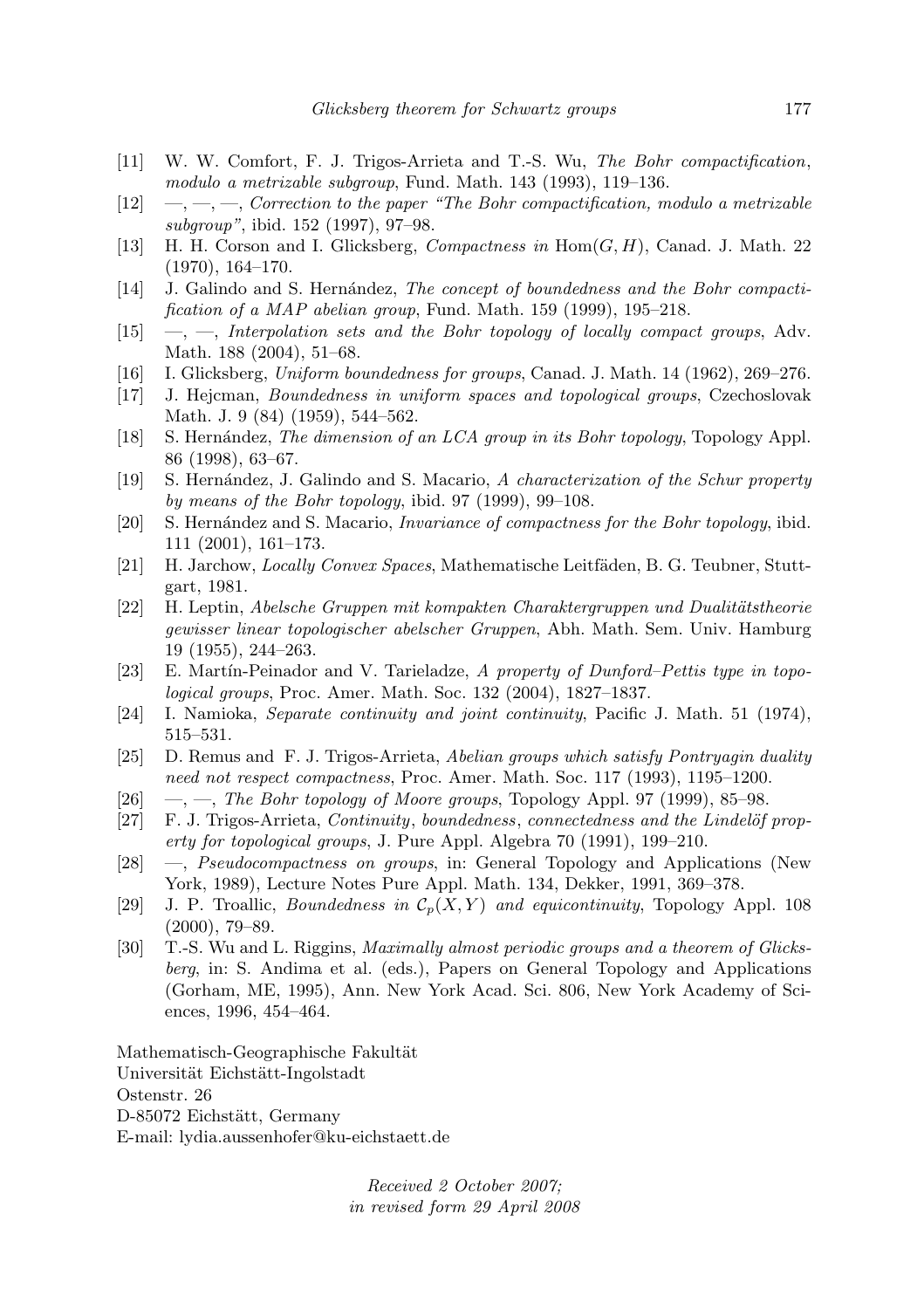[11] W. W. Comfort, F. J. Trigos-Arrieta and T.-S. Wu, *The Bohr compactification, modulo a metrizable subgroup*, Fund. Math. 143 (1993), 119–136.

[12] —, —, —, *Correction to the paper "The Bohr compactification, modulo a metrizable subgroup"*, ibid. 152 (1997), 97–98.

[13] H. H. Corson and I. Glicksberg, *Compactness in* $\mathrm{Hom}(G, H)$, Canad. J. Math. 22 (1970), 164–170.

[14] J. Galindo and S. Hernández, *The concept of boundedness and the Bohr compactification of a MAP abelian group*, Fund. Math. 159 (1999), 195–218.

[15] —, —, *Interpolation sets and the Bohr topology of locally compact groups*, Adv. Math. 188 (2004), 51–68.

[16] I. Glicksberg, *Uniform boundedness for groups*, Canad. J. Math. 14 (1962), 269–276.

[17] J. Hejcman, *Boundedness in uniform spaces and topological groups*, Czechoslovak Math. J. 9 (84) (1959), 544–562.

[18] S. Hernández, *The dimension of an LCA group in its Bohr topology*, Topology Appl. 86 (1998), 63–67.

[19] S. Hernández, J. Galindo and S. Macario, *A characterization of the Schur property by means of the Bohr topology*, ibid. 97 (1999), 99–108.

[20] S. Hernández and S. Macario, *Invariance of compactness for the Bohr topology*, ibid. 111 (2001), 161–173.

[21] H. Jarchow, *Locally Convex Spaces*, Mathematische Leitfäden, B. G. Teubner, Stuttgart, 1981.

[22] H. Leptin, *Abelsche Gruppen mit kompakten Charaktergruppen und Dualitätstheorie gewisser linear topologischer abelscher Gruppen*, Abh. Math. Sem. Univ. Hamburg 19 (1955), 244–263.

[23] E. Martín-Peinador and V. Tarieladze, *A property of Dunford–Pettis type in topological groups*, Proc. Amer. Math. Soc. 132 (2004), 1827–1837.

[24] I. Namioka, *Separate continuity and joint continuity*, Pacific J. Math. 51 (1974), 515–531.

[25] D. Remus and F. J. Trigos-Arrieta, *Abelian groups which satisfy Pontryagin duality need not respect compactness*, Proc. Amer. Math. Soc. 117 (1993), 1195–1200.

[26] —, —, *The Bohr topology of Moore groups*, Topology Appl. 97 (1999), 85–98.

[27] F. J. Trigos-Arrieta, *Continuity, boundedness, connectedness and the Lindelöf property for topological groups*, J. Pure Appl. Algebra 70 (1991), 199–210.

[28] —, *Pseudocompactness on groups*, in: General Topology and Applications (New York, 1989), Lecture Notes Pure Appl. Math. 134, Dekker, 1991, 369–378.

[29] J. P. Troallic, *Boundedness in* $\mathcal{C}_p(X, Y)$ *and equicontinuity*, Topology Appl. 108 (2000), 79–89.

[30] T.-S. Wu and L. Riggins, *Maximally almost periodic groups and a theorem of Glicksberg*, in: S. Andima et al. (eds.), Papers on General Topology and Applications (Gorham, ME, 1995), Ann. New York Acad. Sci. 806, New York Academy of Sciences, 1996, 454–464.

Mathematisch-Geographische Fakultät
Universität Eichstätt-Ingolstadt
Ostenstr. 26
D-85072 Eichstätt, Germany
E-mail: lydia.aussenhofer@ku-eichstaett.de

*Received 2 October 2007;*
*in revised form 29 April 2008*